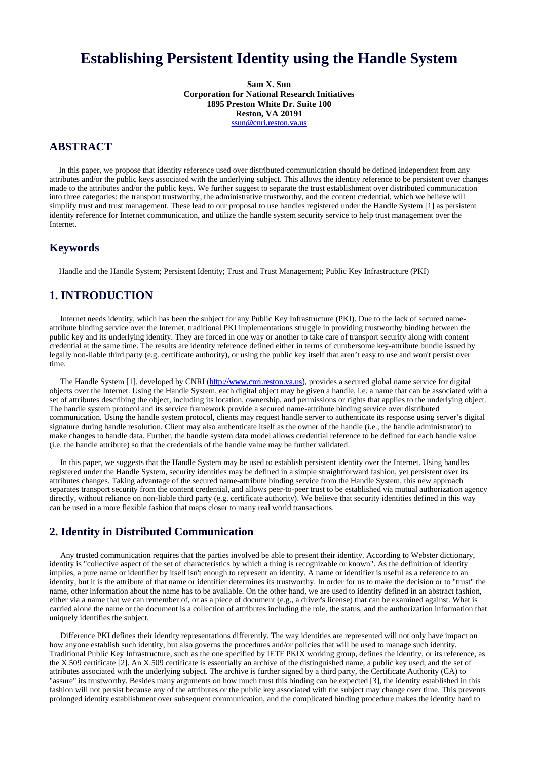# Establishing Persistent Identity using the Handle System

**Sam X. Sun**
**Corporation for National Research Initiatives**
**1895 Preston White Dr. Suite 100**
**Reston, VA 20191**
ssun@cnri.reston.va.us

## ABSTRACT

In this paper, we propose that identity reference used over distributed communication should be defined independent from any attributes and/or the public keys associated with the underlying subject. This allows the identity reference to be persistent over changes made to the attributes and/or the public keys. We further suggest to separate the trust establishment over distributed communication into three categories: the transport trustworthy, the administrative trustworthy, and the content credential, which we believe will simplify trust and trust management. These lead to our proposal to use handles registered under the Handle System [1] as persistent identity reference for Internet communication, and utilize the handle system security service to help trust management over the Internet.

## Keywords

Handle and the Handle System; Persistent Identity; Trust and Trust Management; Public Key Infrastructure (PKI)

## 1. INTRODUCTION

Internet needs identity, which has been the subject for any Public Key Infrastructure (PKI). Due to the lack of secured name-attribute binding service over the Internet, traditional PKI implementations struggle in providing trustworthy binding between the public key and its underlying identity. They are forced in one way or another to take care of transport security along with content credential at the same time. The results are identity reference defined either in terms of cumbersome key-attribute bundle issued by legally non-liable third party (e.g. certificate authority), or using the public key itself that aren't easy to use and won't persist over time.

The Handle System [1], developed by CNRI (http://www.cnri.reston.va.us), provides a secured global name service for digital objects over the Internet. Using the Handle System, each digital object may be given a handle, i.e. a name that can be associated with a set of attributes describing the object, including its location, ownership, and permissions or rights that applies to the underlying object. The handle system protocol and its service framework provide a secured name-attribute binding service over distributed communication. Using the handle system protocol, clients may request handle server to authenticate its response using server's digital signature during handle resolution. Client may also authenticate itself as the owner of the handle (i.e., the handle administrator) to make changes to handle data. Further, the handle system data model allows credential reference to be defined for each handle value (i.e. the handle attribute) so that the credentials of the handle value may be further validated.

In this paper, we suggests that the Handle System may be used to establish persistent identity over the Internet. Using handles registered under the Handle System, security identities may be defined in a simple straightforward fashion, yet persistent over its attributes changes. Taking advantage of the secured name-attribute binding service from the Handle System, this new approach separates transport security from the content credential, and allows peer-to-peer trust to be established via mutual authorization agency directly, without reliance on non-liable third party (e.g. certificate authority). We believe that security identities defined in this way can be used in a more flexible fashion that maps closer to many real world transactions.

## 2. Identity in Distributed Communication

Any trusted communication requires that the parties involved be able to present their identity. According to Webster dictionary, identity is "collective aspect of the set of characteristics by which a thing is recognizable or known". As the definition of identity implies, a pure name or identifier by itself isn't enough to represent an identity. A name or identifier is useful as a reference to an identity, but it is the attribute of that name or identifier determines its trustworthy. In order for us to make the decision or to "trust" the name, other information about the name has to be available. On the other hand, we are used to identity defined in an abstract fashion, either via a name that we can remember of, or as a piece of document (e.g., a driver's license) that can be examined against. What is carried alone the name or the document is a collection of attributes including the role, the status, and the authorization information that uniquely identifies the subject.

Difference PKI defines their identity representations differently. The way identities are represented will not only have impact on how anyone establish such identity, but also governs the procedures and/or policies that will be used to manage such identity. Traditional Public Key Infrastructure, such as the one specified by IETF PKIX working group, defines the identity, or its reference, as the X.509 certificate [2]. An X.509 certificate is essentially an archive of the distinguished name, a public key used, and the set of attributes associated with the underlying subject. The archive is further signed by a third party, the Certificate Authority (CA) to "assure" its trustworthy. Besides many arguments on how much trust this binding can be expected [3], the identity established in this fashion will not persist because any of the attributes or the public key associated with the subject may change over time. This prevents prolonged identity establishment over subsequent communication, and the complicated binding procedure makes the identity hard to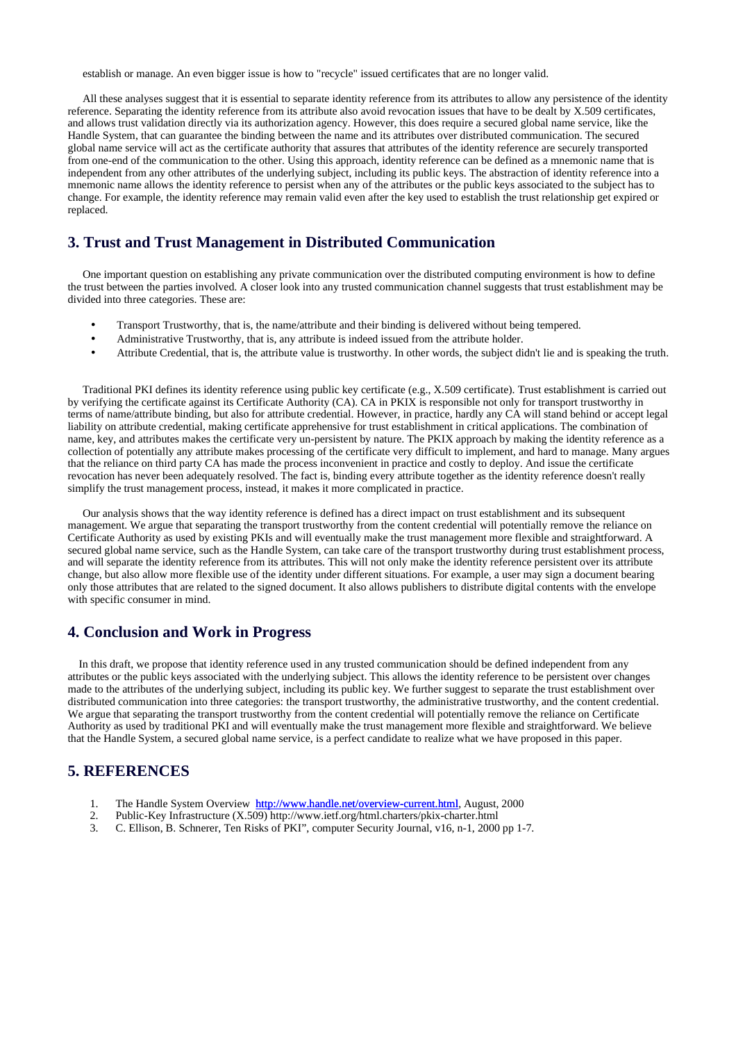establish or manage. An even bigger issue is how to "recycle" issued certificates that are no longer valid.

All these analyses suggest that it is essential to separate identity reference from its attributes to allow any persistence of the identity reference. Separating the identity reference from its attribute also avoid revocation issues that have to be dealt by X.509 certificates, and allows trust validation directly via its authorization agency. However, this does require a secured global name service, like the Handle System, that can guarantee the binding between the name and its attributes over distributed communication. The secured global name service will act as the certificate authority that assures that attributes of the identity reference are securely transported from one-end of the communication to the other. Using this approach, identity reference can be defined as a mnemonic name that is independent from any other attributes of the underlying subject, including its public keys. The abstraction of identity reference into a mnemonic name allows the identity reference to persist when any of the attributes or the public keys associated to the subject has to change. For example, the identity reference may remain valid even after the key used to establish the trust relationship get expired or replaced.

## 3. Trust and Trust Management in Distributed Communication

One important question on establishing any private communication over the distributed computing environment is how to define the trust between the parties involved. A closer look into any trusted communication channel suggests that trust establishment may be divided into three categories. These are:

- Transport Trustworthy, that is, the name/attribute and their binding is delivered without being tempered.
- Administrative Trustworthy, that is, any attribute is indeed issued from the attribute holder.
- Attribute Credential, that is, the attribute value is trustworthy. In other words, the subject didn't lie and is speaking the truth.

Traditional PKI defines its identity reference using public key certificate (e.g., X.509 certificate). Trust establishment is carried out by verifying the certificate against its Certificate Authority (CA). CA in PKIX is responsible not only for transport trustworthy in terms of name/attribute binding, but also for attribute credential. However, in practice, hardly any CA will stand behind or accept legal liability on attribute credential, making certificate apprehensive for trust establishment in critical applications. The combination of name, key, and attributes makes the certificate very un-persistent by nature. The PKIX approach by making the identity reference as a collection of potentially any attribute makes processing of the certificate very difficult to implement, and hard to manage. Many argues that the reliance on third party CA has made the process inconvenient in practice and costly to deploy. And issue the certificate revocation has never been adequately resolved. The fact is, binding every attribute together as the identity reference doesn't really simplify the trust management process, instead, it makes it more complicated in practice.

Our analysis shows that the way identity reference is defined has a direct impact on trust establishment and its subsequent management. We argue that separating the transport trustworthy from the content credential will potentially remove the reliance on Certificate Authority as used by existing PKIs and will eventually make the trust management more flexible and straightforward. A secured global name service, such as the Handle System, can take care of the transport trustworthy during trust establishment process, and will separate the identity reference from its attributes. This will not only make the identity reference persistent over its attribute change, but also allow more flexible use of the identity under different situations. For example, a user may sign a document bearing only those attributes that are related to the signed document. It also allows publishers to distribute digital contents with the envelope with specific consumer in mind.

## 4. Conclusion and Work in Progress

In this draft, we propose that identity reference used in any trusted communication should be defined independent from any attributes or the public keys associated with the underlying subject. This allows the identity reference to be persistent over changes made to the attributes of the underlying subject, including its public key. We further suggest to separate the trust establishment over distributed communication into three categories: the transport trustworthy, the administrative trustworthy, and the content credential. We argue that separating the transport trustworthy from the content credential will potentially remove the reliance on Certificate Authority as used by traditional PKI and will eventually make the trust management more flexible and straightforward. We believe that the Handle System, a secured global name service, is a perfect candidate to realize what we have proposed in this paper.

## 5. REFERENCES

1. The Handle System Overview http://www.handle.net/overview-current.html, August, 2000
2. Public-Key Infrastructure (X.509) http://www.ietf.org/html.charters/pkix-charter.html
3. C. Ellison, B. Schnerer, Ten Risks of PKI", computer Security Journal, v16, n-1, 2000 pp 1-7.